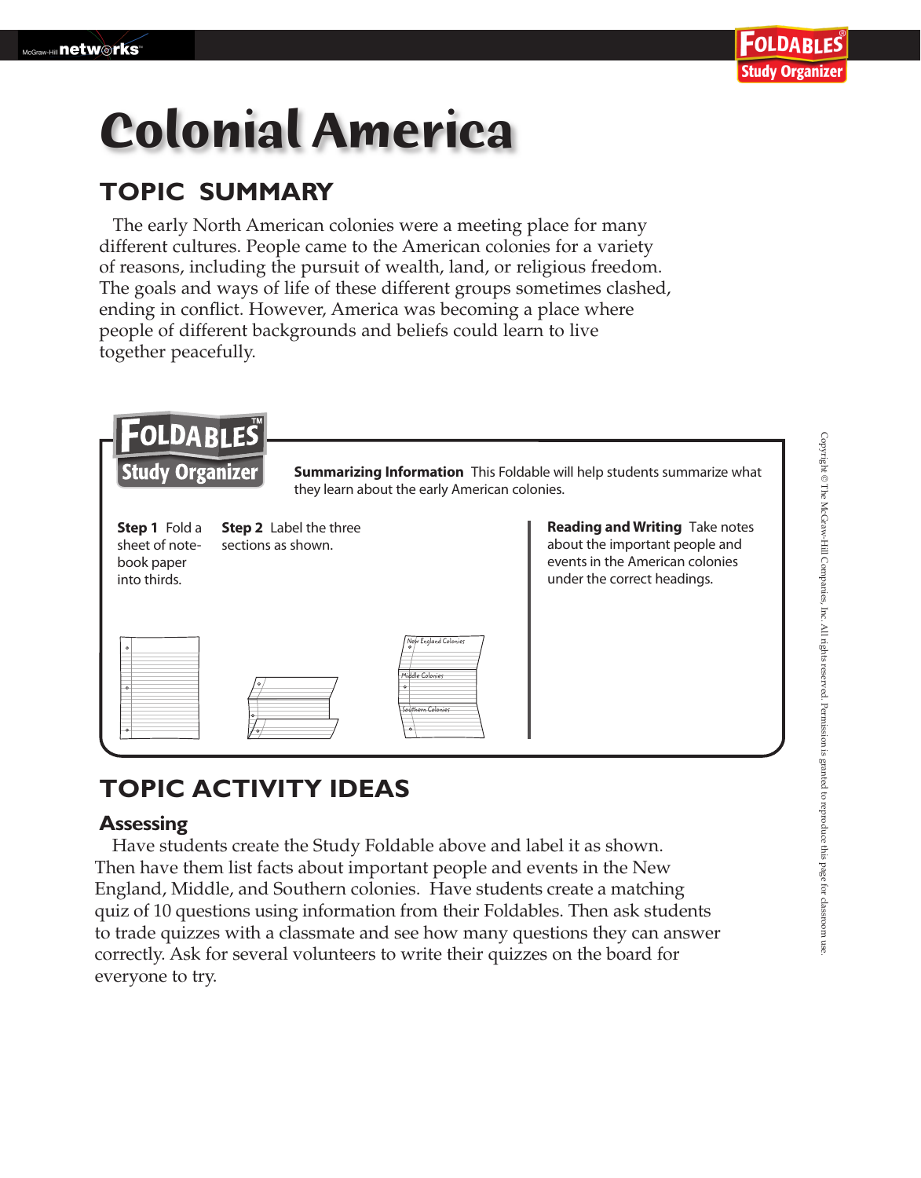# Colonial America

## TOPIC SUMMARY

The early North American colonies were a meeting place for many different cultures. People came to the American colonies for a variety of reasons, including the pursuit of wealth, land, or religious freedom. The goals and ways of life of these different groups sometimes clashed, ending in conflict. However, America was becoming a place where people of different backgrounds and beliefs could learn to live together peacefully.

**FOLDABLES Study Organizer**

**Summarizing Information** This Foldable will help students summarize what they learn about the early American colonies.

**Step 1** Fold a sheet of note-book paper into thirds.

**Step 2** Label the three sections as shown.

New England Colonies

Middle Colonies

Southern Colonies

**Reading and Writing** Take notes about the important people and events in the American colonies under the correct headings.

## TOPIC ACTIVITY IDEAS

### Assessing

Have students create the Study Foldable above and label it as shown. Then have them list facts about important people and events in the New England, Middle, and Southern colonies. Have students create a matching quiz of 10 questions using information from their Foldables. Then ask students to trade quizzes with a classmate and see how many questions they can answer correctly. Ask for several volunteers to write their quizzes on the board for everyone to try.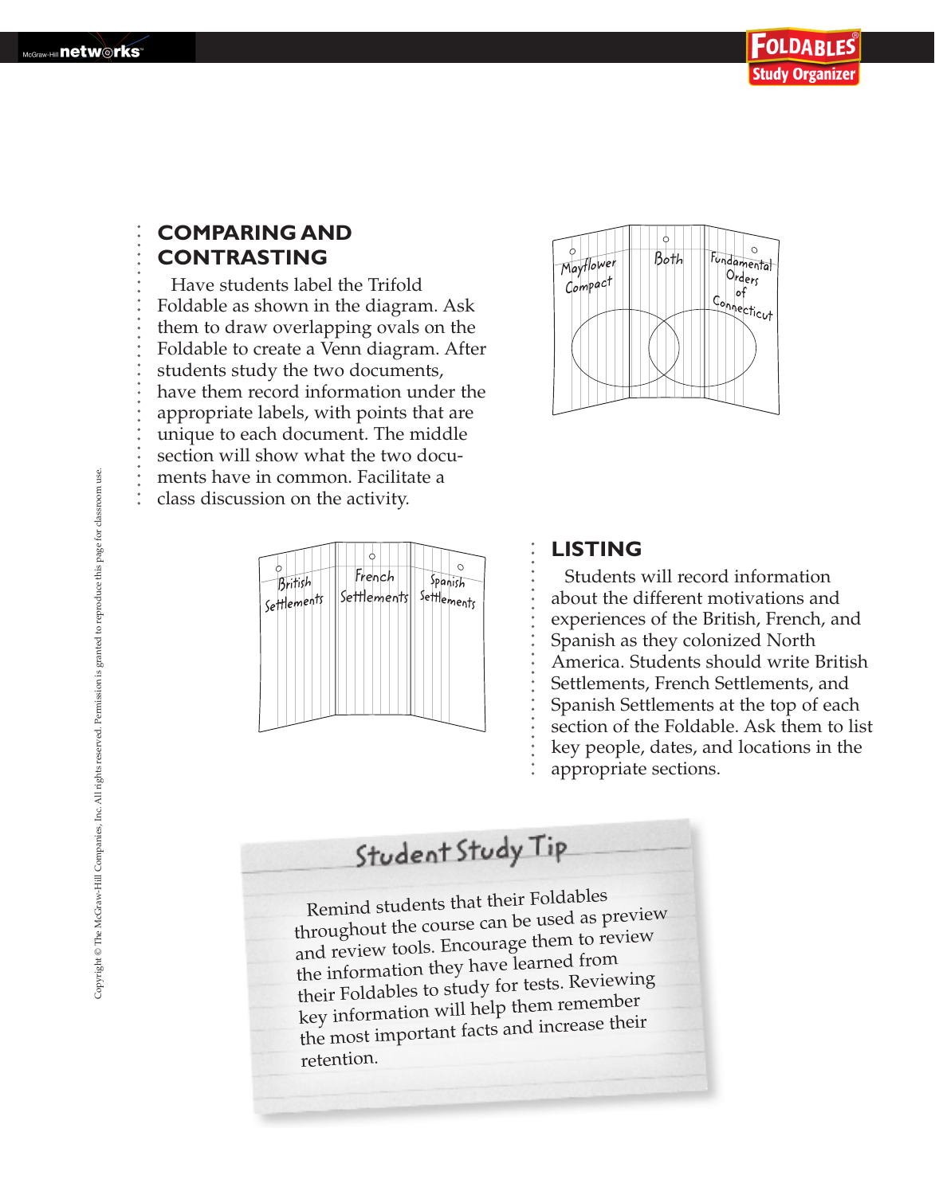## COMPARING AND CONTRASTING

Have students label the Trifold Foldable as shown in the diagram. Ask them to draw overlapping ovals on the Foldable to create a Venn diagram. After students study the two documents, have them record information under the appropriate labels, with points that are unique to each document. The middle section will show what the two documents have in common. Facilitate a class discussion on the activity.

Mayflower Compact

Both

Fundamental Orders of Connecticut

British Settlements

French Settlements

Spanish Settlements

## LISTING

Students will record information about the different motivations and experiences of the British, French, and Spanish as they colonized North America. Students should write British Settlements, French Settlements, and Spanish Settlements at the top of each section of the Foldable. Ask them to list key people, dates, and locations in the appropriate sections.

### Student Study Tip

Remind students that their Foldables throughout the course can be used as preview and review tools. Encourage them to review the information they have learned from their Foldables to study for tests. Reviewing key information will help them remember the most important facts and increase their retention.

Copyright © The McGraw-Hill Companies, Inc. All rights reserved. Permission is granted to reproduce this page for classroom use.